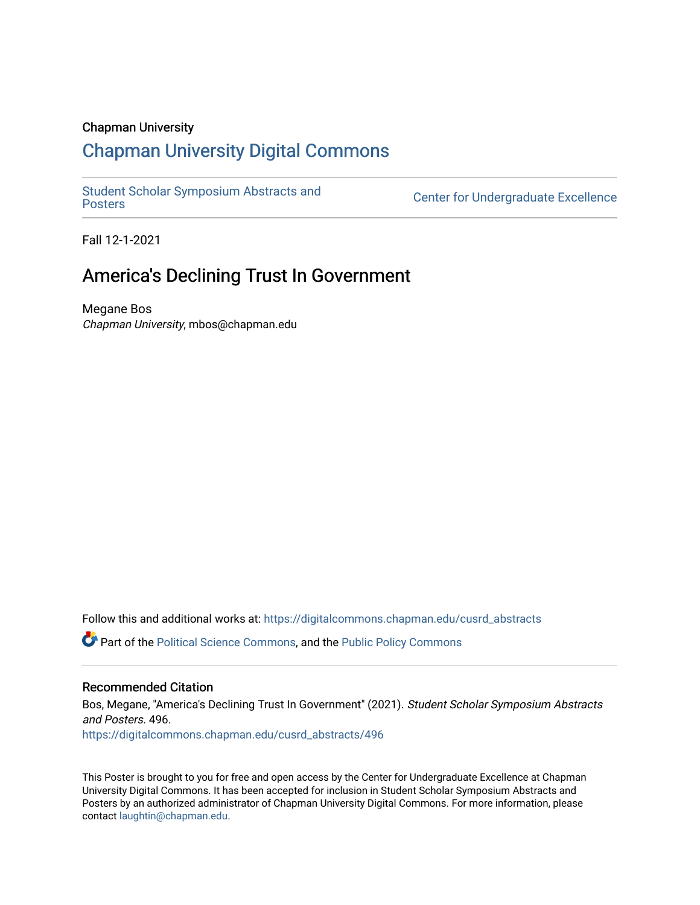Chapman University

# Chapman University Digital Commons

Student Scholar Symposium Abstracts and Posters | Center for Undergraduate Excellence

Fall 12-1-2021

## America's Declining Trust In Government

Megane Bos
*Chapman University*, mbos@chapman.edu

Follow this and additional works at: https://digitalcommons.chapman.edu/cusrd_abstracts

Part of the Political Science Commons, and the Public Policy Commons

### Recommended Citation

Bos, Megane, "America's Declining Trust In Government" (2021). *Student Scholar Symposium Abstracts and Posters*. 496.
https://digitalcommons.chapman.edu/cusrd_abstracts/496

This Poster is brought to you for free and open access by the Center for Undergraduate Excellence at Chapman University Digital Commons. It has been accepted for inclusion in Student Scholar Symposium Abstracts and Posters by an authorized administrator of Chapman University Digital Commons. For more information, please contact laughtin@chapman.edu.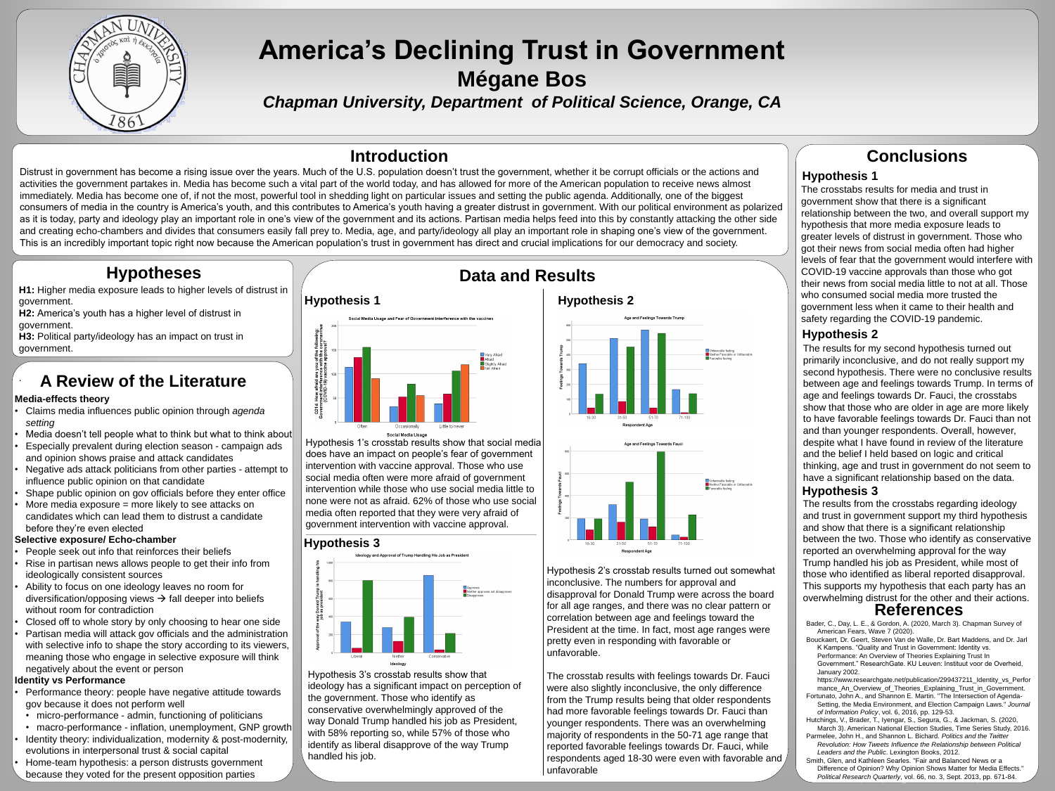# America's Declining Trust in Government

## Mégane Bos

### *Chapman University, Department of Political Science, Orange, CA*

## Introduction

Distrust in government has become a rising issue over the years. Much of the U.S. population doesn't trust the government, whether it be corrupt officials or the actions and activities the government partakes in. Media has become such a vital part of the world today, and has allowed for more of the American population to receive news almost immediately. Media has become one of, if not the most, powerful tool in shedding light on particular issues and setting the public agenda. Additionally, one of the biggest consumers of media in the country is America's youth, and this contributes to America's youth having a greater distrust in government. With our political environment as polarized as it is today, party and ideology play an important role in one's view of the government and its actions. Partisan media helps feed into this by constantly attacking the other side and creating echo-chambers and divides that consumers easily fall prey to. Media, age, and party/ideology all play an important role in shaping one's view of the government. This is an incredibly important topic right now because the American population's trust in government has direct and crucial implications for our democracy and society.

## Hypotheses

**H1:** Higher media exposure leads to higher levels of distrust in government.

**H2:** America's youth has a higher level of distrust in government.

**H3:** Political party/ideology has an impact on trust in government.

## A Review of the Literature

**Media-effects theory**

- Claims media influences public opinion through *agenda setting*
- Media doesn't tell people what to think but what to think about
- Especially prevalent during election season - campaign ads and opinion shows praise and attack candidates
- Negative ads attack politicians from other parties - attempt to influence public opinion on that candidate
- Shape public opinion on gov officials before they enter office
- More media exposure = more likely to see attacks on candidates which can lead them to distrust a candidate before they're even elected

**Selective exposure/ Echo-chamber**

- People seek out info that reinforces their beliefs
- Rise in partisan news allows people to get their info from ideologically consistent sources
- Ability to focus on one ideology leaves no room for diversification/opposing views → fall deeper into beliefs without room for contradiction
- Closed off to whole story by only choosing to hear one side
- Partisan media will attack gov officials and the administration with selective info to shape the story according to its viewers, meaning those who engage in selective exposure will think negatively about the event or person

**Identity vs Performance**

- Performance theory: people have negative attitude towards gov because it does not perform well
  - micro-performance - admin, functioning of politicians
  - macro-performance - inflation, unemployment, GNP growth
- Identity theory: individualization, modernity & post-modernity, evolutions in interpersonal trust & social capital
- Home-team hypothesis: a person distrusts government because they voted for the present opposition parties

## Data and Results

### Hypothesis 1

Social Media Usage and Fear of Government Interference with the vaccines

Q21d. How afraid are you of the following: Government interference with the coronavirus (COVID-19) vaccine approval?

200, 150, 100, 50, 0

Often, Occasionally, Little to never

Social Media Usage

Very Afraid, Afraid, Slightly Afraid, Not Afraid

Hypothesis 1's crosstab results show that social media does have an impact on people's fear of government intervention with vaccine approval. Those who use social media often were more afraid of government intervention while those who use social media little to none were not as afraid. 62% of those who use social media often reported that they were very afraid of government intervention with vaccine approval.

### Hypothesis 3

Ideology and Approval of Trump Handling His Job as President

Approval of the way Donald Trump is handling his job as President

1,000, 800, 600, 400, 200, 0

Liberal, Neither, Conservative

Ideology

Approve, Neither approve nor disapprove, Disapprove

Hypothesis 3's crosstab results show that ideology has a significant impact on perception of the government. Those who identify as conservative overwhelmingly approved of the way Donald Trump handled his job as President, with 58% reporting so, while 57% of those who identify as liberal disapprove of the way Trump handled his job.

### Hypothesis 2

Age and Feelings Towards Trump

Feelings Towards Trump

600, 500, 400, 300, 200, 100, 0

18-30, 31-50, 51-70, 71-100

Respondent Age

Unfavorable feeling, Neither Favorable or Unfavorable, Favorable feeling

Age and Feelings Towards Fauci

Feelings Towards Fauci

800, 600, 400, 200, 0

18-30, 31-50, 51-70, 71-100

Respondent Age

Unfavorable feeling, Neither Favorable or Unfavorable, Favorable feeling

Hypothesis 2's crosstab results turned out somewhat inconclusive. The numbers for approval and disapproval for Donald Trump were across the board for all age ranges, and there was no clear pattern or correlation between age and feelings toward the President at the time. In fact, most age ranges were pretty even in responding with favorable or unfavorable.

The crosstab results with feelings towards Dr. Fauci were also slightly inconclusive, the only difference from the Trump results being that older respondents had more favorable feelings towards Dr. Fauci than younger respondents. There was an overwhelming majority of respondents in the 50-71 age range that reported favorable feelings towards Dr. Fauci, while respondents aged 18-30 were even with favorable and unfavorable

## Conclusions

### Hypothesis 1

The crosstabs results for media and trust in government show that there is a significant relationship between the two, and overall support my hypothesis that more media exposure leads to greater levels of distrust in government. Those who got their news from social media often had higher levels of fear that the government would interfere with COVID-19 vaccine approvals than those who got their news from social media little to not at all. Those who consumed social media more trusted the government less when it came to their health and safety regarding the COVID-19 pandemic.

### Hypothesis 2

The results for my second hypothesis turned out primarily inconclusive, and do not really support my second hypothesis. There were no conclusive results between age and feelings towards Trump. In terms of age and feelings towards Dr. Fauci, the crosstabs show that those who are older in age are more likely to have favorable feelings towards Dr. Fauci than not and than younger respondents. Overall, however, despite what I have found in review of the literature and the belief I held based on logic and critical thinking, age and trust in government do not seem to have a significant relationship based on the data.

### Hypothesis 3

The results from the crosstabs regarding ideology and trust in government support my third hypothesis and show that there is a significant relationship between the two. Those who identify as conservative reported an overwhelming approval for the way Trump handled his job as President, while most of those who identified as liberal reported disapproval. This supports my hypothesis that each party has an overwhelming distrust for the other and their actions.

## References

Bader, C., Day, L. E., & Gordon, A. (2020, March 3). Chapman Survey of American Fears, Wave 7 (2020).

Bouckaert, Dr. Geert, Steven Van de Walle, Dr. Bart Maddens, and Dr. Jarl K Kampens. "Quality and Trust in Government: Identity vs. Performance: An Overview of Theories Explaining Trust In Government." ResearchGate. KU Leuven: Instituut voor de Overheid, January 2002. https://www.researchgate.net/publication/299437211_Identity_vs_Performance_An_Overview_of_Theories_Explaining_Trust_in_Government.

Fortunato, John A., and Shannon E. Martin. "The Intersection of Agenda-Setting, the Media Environment, and Election Campaign Laws." *Journal of Information Policy*, vol. 6, 2016, pp. 129-53.

Hutchings, V., Brader, T., Iyengar, S., Segura, G., & Jackman, S. (2020, March 3). American National Election Studies, Time Series Study, 2016.

Parmelee, John H., and Shannon L. Bichard. *Politics and the Twitter Revolution: How Tweets Influence the Relationship between Political Leaders and the Public*. Lexington Books, 2012.

Smith, Glen, and Kathleen Searles. "Fair and Balanced News or a Difference of Opinion? Why Opinion Shows Matter for Media Effects." *Political Research Quarterly*, vol. 66, no. 3, Sept. 2013, pp. 671-84.